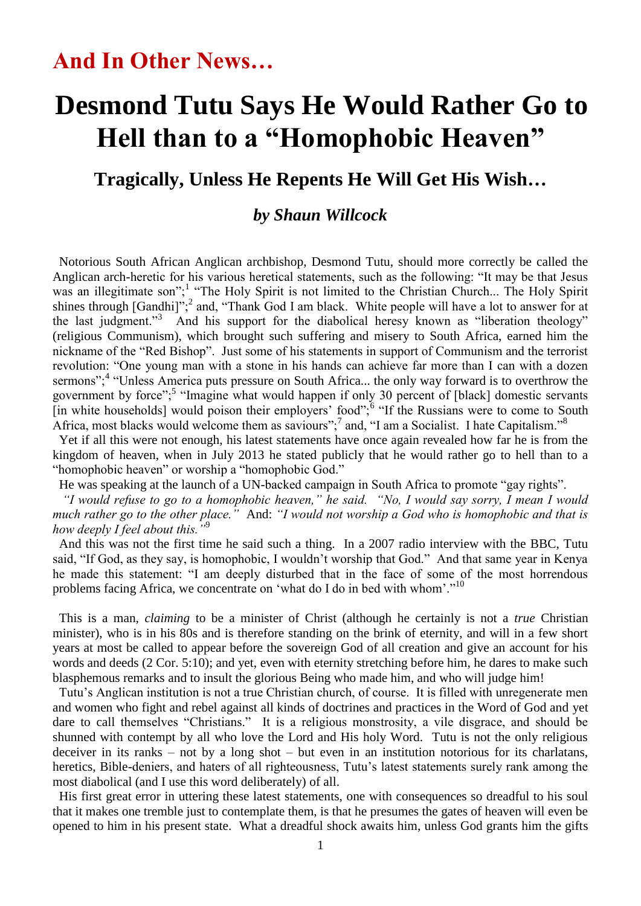## And In Other News…

# Desmond Tutu Says He Would Rather Go to Hell than to a "Homophobic Heaven"

### Tragically, Unless He Repents He Will Get His Wish…

### *by Shaun Willcock*

Notorious South African Anglican archbishop, Desmond Tutu, should more correctly be called the Anglican arch-heretic for his various heretical statements, such as the following: "It may be that Jesus was an illegitimate son";[1] "The Holy Spirit is not limited to the Christian Church... The Holy Spirit shines through [Gandhi]";[2] and, "Thank God I am black. White people will have a lot to answer for at the last judgment."[3] And his support for the diabolical heresy known as "liberation theology" (religious Communism), which brought such suffering and misery to South Africa, earned him the nickname of the "Red Bishop". Just some of his statements in support of Communism and the terrorist revolution: "One young man with a stone in his hands can achieve far more than I can with a dozen sermons";[4] "Unless America puts pressure on South Africa... the only way forward is to overthrow the government by force";[5] "Imagine what would happen if only 30 percent of [black] domestic servants [in white households] would poison their employers' food";[6] "If the Russians were to come to South Africa, most blacks would welcome them as saviours";[7] and, "I am a Socialist. I hate Capitalism."[8]

Yet if all this were not enough, his latest statements have once again revealed how far he is from the kingdom of heaven, when in July 2013 he stated publicly that he would rather go to hell than to a "homophobic heaven" or worship a "homophobic God."

He was speaking at the launch of a UN-backed campaign in South Africa to promote "gay rights".

*"I would refuse to go to a homophobic heaven," he said. "No, I would say sorry, I mean I would much rather go to the other place."* And: *"I would not worship a God who is homophobic and that is how deeply I feel about this."*[9]

And this was not the first time he said such a thing. In a 2007 radio interview with the BBC, Tutu said, "If God, as they say, is homophobic, I wouldn't worship that God." And that same year in Kenya he made this statement: "I am deeply disturbed that in the face of some of the most horrendous problems facing Africa, we concentrate on 'what do I do in bed with whom'."[10]

This is a man, *claiming* to be a minister of Christ (although he certainly is not a *true* Christian minister), who is in his 80s and is therefore standing on the brink of eternity, and will in a few short years at most be called to appear before the sovereign God of all creation and give an account for his words and deeds (2 Cor. 5:10); and yet, even with eternity stretching before him, he dares to make such blasphemous remarks and to insult the glorious Being who made him, and who will judge him!

Tutu's Anglican institution is not a true Christian church, of course. It is filled with unregenerate men and women who fight and rebel against all kinds of doctrines and practices in the Word of God and yet dare to call themselves "Christians." It is a religious monstrosity, a vile disgrace, and should be shunned with contempt by all who love the Lord and His holy Word. Tutu is not the only religious deceiver in its ranks – not by a long shot – but even in an institution notorious for its charlatans, heretics, Bible-deniers, and haters of all righteousness, Tutu's latest statements surely rank among the most diabolical (and I use this word deliberately) of all.

His first great error in uttering these latest statements, one with consequences so dreadful to his soul that it makes one tremble just to contemplate them, is that he presumes the gates of heaven will even be opened to him in his present state. What a dreadful shock awaits him, unless God grants him the gifts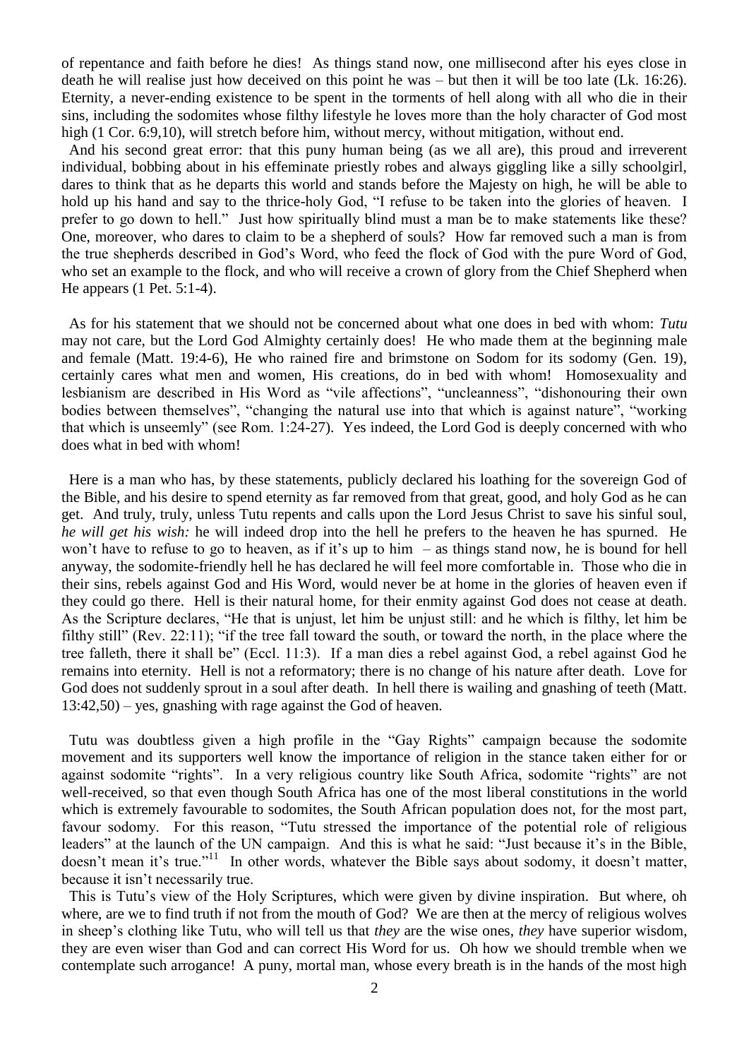of repentance and faith before he dies! As things stand now, one millisecond after his eyes close in death he will realise just how deceived on this point he was – but then it will be too late (Lk. 16:26). Eternity, a never-ending existence to be spent in the torments of hell along with all who die in their sins, including the sodomites whose filthy lifestyle he loves more than the holy character of God most high (1 Cor. 6:9,10), will stretch before him, without mercy, without mitigation, without end.

And his second great error: that this puny human being (as we all are), this proud and irreverent individual, bobbing about in his effeminate priestly robes and always giggling like a silly schoolgirl, dares to think that as he departs this world and stands before the Majesty on high, he will be able to hold up his hand and say to the thrice-holy God, "I refuse to be taken into the glories of heaven. I prefer to go down to hell." Just how spiritually blind must a man be to make statements like these? One, moreover, who dares to claim to be a shepherd of souls? How far removed such a man is from the true shepherds described in God's Word, who feed the flock of God with the pure Word of God, who set an example to the flock, and who will receive a crown of glory from the Chief Shepherd when He appears (1 Pet. 5:1-4).

As for his statement that we should not be concerned about what one does in bed with whom: *Tutu* may not care, but the Lord God Almighty certainly does! He who made them at the beginning male and female (Matt. 19:4-6), He who rained fire and brimstone on Sodom for its sodomy (Gen. 19), certainly cares what men and women, His creations, do in bed with whom! Homosexuality and lesbianism are described in His Word as "vile affections", "uncleanness", "dishonouring their own bodies between themselves", "changing the natural use into that which is against nature", "working that which is unseemly" (see Rom. 1:24-27). Yes indeed, the Lord God is deeply concerned with who does what in bed with whom!

Here is a man who has, by these statements, publicly declared his loathing for the sovereign God of the Bible, and his desire to spend eternity as far removed from that great, good, and holy God as he can get. And truly, truly, unless Tutu repents and calls upon the Lord Jesus Christ to save his sinful soul, *he will get his wish:* he will indeed drop into the hell he prefers to the heaven he has spurned. He won't have to refuse to go to heaven, as if it's up to him – as things stand now, he is bound for hell anyway, the sodomite-friendly hell he has declared he will feel more comfortable in. Those who die in their sins, rebels against God and His Word, would never be at home in the glories of heaven even if they could go there. Hell is their natural home, for their enmity against God does not cease at death. As the Scripture declares, "He that is unjust, let him be unjust still: and he which is filthy, let him be filthy still" (Rev. 22:11); "if the tree fall toward the south, or toward the north, in the place where the tree falleth, there it shall be" (Eccl. 11:3). If a man dies a rebel against God, a rebel against God he remains into eternity. Hell is not a reformatory; there is no change of his nature after death. Love for God does not suddenly sprout in a soul after death. In hell there is wailing and gnashing of teeth (Matt. 13:42,50) – yes, gnashing with rage against the God of heaven.

Tutu was doubtless given a high profile in the "Gay Rights" campaign because the sodomite movement and its supporters well know the importance of religion in the stance taken either for or against sodomite "rights". In a very religious country like South Africa, sodomite "rights" are not well-received, so that even though South Africa has one of the most liberal constitutions in the world which is extremely favourable to sodomites, the South African population does not, for the most part, favour sodomy. For this reason, "Tutu stressed the importance of the potential role of religious leaders" at the launch of the UN campaign. And this is what he said: "Just because it's in the Bible, doesn't mean it's true."[11] In other words, whatever the Bible says about sodomy, it doesn't matter, because it isn't necessarily true.

This is Tutu's view of the Holy Scriptures, which were given by divine inspiration. But where, oh where, are we to find truth if not from the mouth of God? We are then at the mercy of religious wolves in sheep's clothing like Tutu, who will tell us that *they* are the wise ones, *they* have superior wisdom, they are even wiser than God and can correct His Word for us. Oh how we should tremble when we contemplate such arrogance! A puny, mortal man, whose every breath is in the hands of the most high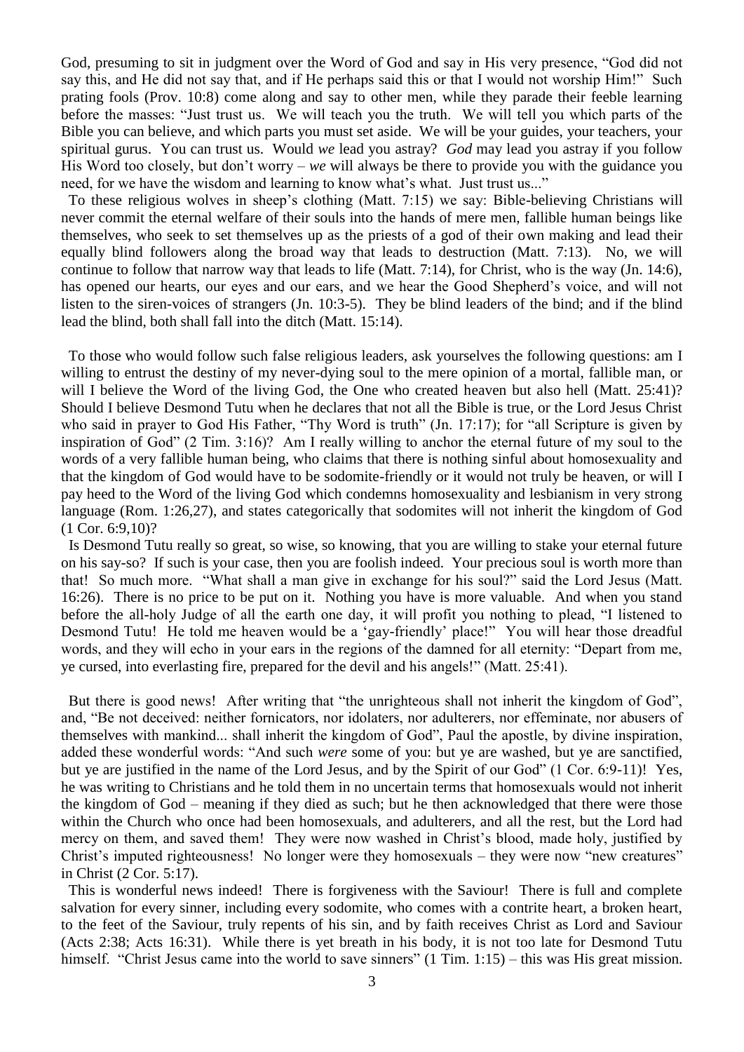God, presuming to sit in judgment over the Word of God and say in His very presence, "God did not say this, and He did not say that, and if He perhaps said this or that I would not worship Him!" Such prating fools (Prov. 10:8) come along and say to other men, while they parade their feeble learning before the masses: "Just trust us. We will teach you the truth. We will tell you which parts of the Bible you can believe, and which parts you must set aside. We will be your guides, your teachers, your spiritual gurus. You can trust us. Would *we* lead you astray? *God* may lead you astray if you follow His Word too closely, but don't worry – *we* will always be there to provide you with the guidance you need, for we have the wisdom and learning to know what's what. Just trust us..."

To these religious wolves in sheep's clothing (Matt. 7:15) we say: Bible-believing Christians will never commit the eternal welfare of their souls into the hands of mere men, fallible human beings like themselves, who seek to set themselves up as the priests of a god of their own making and lead their equally blind followers along the broad way that leads to destruction (Matt. 7:13). No, we will continue to follow that narrow way that leads to life (Matt. 7:14), for Christ, who is the way (Jn. 14:6), has opened our hearts, our eyes and our ears, and we hear the Good Shepherd's voice, and will not listen to the siren-voices of strangers (Jn. 10:3-5). They be blind leaders of the bind; and if the blind lead the blind, both shall fall into the ditch (Matt. 15:14).

To those who would follow such false religious leaders, ask yourselves the following questions: am I willing to entrust the destiny of my never-dying soul to the mere opinion of a mortal, fallible man, or will I believe the Word of the living God, the One who created heaven but also hell (Matt. 25:41)? Should I believe Desmond Tutu when he declares that not all the Bible is true, or the Lord Jesus Christ who said in prayer to God His Father, "Thy Word is truth" (Jn. 17:17); for "all Scripture is given by inspiration of God" (2 Tim. 3:16)? Am I really willing to anchor the eternal future of my soul to the words of a very fallible human being, who claims that there is nothing sinful about homosexuality and that the kingdom of God would have to be sodomite-friendly or it would not truly be heaven, or will I pay heed to the Word of the living God which condemns homosexuality and lesbianism in very strong language (Rom. 1:26,27), and states categorically that sodomites will not inherit the kingdom of God (1 Cor. 6:9,10)?

Is Desmond Tutu really so great, so wise, so knowing, that you are willing to stake your eternal future on his say-so? If such is your case, then you are foolish indeed. Your precious soul is worth more than that! So much more. "What shall a man give in exchange for his soul?" said the Lord Jesus (Matt. 16:26). There is no price to be put on it. Nothing you have is more valuable. And when you stand before the all-holy Judge of all the earth one day, it will profit you nothing to plead, "I listened to Desmond Tutu! He told me heaven would be a 'gay-friendly' place!" You will hear those dreadful words, and they will echo in your ears in the regions of the damned for all eternity: "Depart from me, ye cursed, into everlasting fire, prepared for the devil and his angels!" (Matt. 25:41).

But there is good news! After writing that "the unrighteous shall not inherit the kingdom of God", and, "Be not deceived: neither fornicators, nor idolaters, nor adulterers, nor effeminate, nor abusers of themselves with mankind... shall inherit the kingdom of God", Paul the apostle, by divine inspiration, added these wonderful words: "And such *were* some of you: but ye are washed, but ye are sanctified, but ye are justified in the name of the Lord Jesus, and by the Spirit of our God" (1 Cor. 6:9-11)! Yes, he was writing to Christians and he told them in no uncertain terms that homosexuals would not inherit the kingdom of God – meaning if they died as such; but he then acknowledged that there were those within the Church who once had been homosexuals, and adulterers, and all the rest, but the Lord had mercy on them, and saved them! They were now washed in Christ's blood, made holy, justified by Christ's imputed righteousness! No longer were they homosexuals – they were now "new creatures" in Christ (2 Cor. 5:17).

This is wonderful news indeed! There is forgiveness with the Saviour! There is full and complete salvation for every sinner, including every sodomite, who comes with a contrite heart, a broken heart, to the feet of the Saviour, truly repents of his sin, and by faith receives Christ as Lord and Saviour (Acts 2:38; Acts 16:31). While there is yet breath in his body, it is not too late for Desmond Tutu himself. "Christ Jesus came into the world to save sinners" (1 Tim. 1:15) – this was His great mission.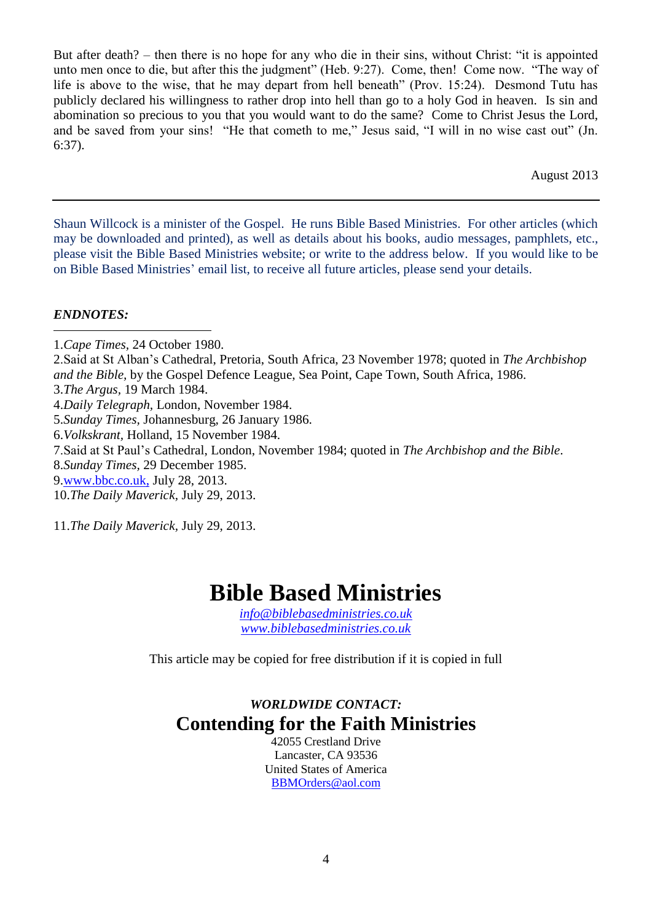But after death? – then there is no hope for any who die in their sins, without Christ: "it is appointed unto men once to die, but after this the judgment" (Heb. 9:27). Come, then! Come now. "The way of life is above to the wise, that he may depart from hell beneath" (Prov. 15:24). Desmond Tutu has publicly declared his willingness to rather drop into hell than go to a holy God in heaven. Is sin and abomination so precious to you that you would want to do the same? Come to Christ Jesus the Lord, and be saved from your sins! "He that cometh to me," Jesus said, "I will in no wise cast out" (Jn. 6:37).

August 2013

---

Shaun Willcock is a minister of the Gospel. He runs Bible Based Ministries. For other articles (which may be downloaded and printed), as well as details about his books, audio messages, pamphlets, etc., please visit the Bible Based Ministries website; or write to the address below. If you would like to be on Bible Based Ministries' email list, to receive all future articles, please send your details.

***ENDNOTES:***

1. *Cape Times,* 24 October 1980.
2. Said at St Alban's Cathedral, Pretoria, South Africa, 23 November 1978; quoted in *The Archbishop and the Bible,* by the Gospel Defence League, Sea Point, Cape Town, South Africa, 1986.
3. *The Argus,* 19 March 1984.
4. *Daily Telegraph,* London, November 1984.
5. *Sunday Times,* Johannesburg, 26 January 1986.
6. *Volkskrant,* Holland, 15 November 1984.
7. Said at St Paul's Cathedral, London, November 1984; quoted in *The Archbishop and the Bible*.
8. *Sunday Times,* 29 December 1985.
9. www.bbc.co.uk, July 28, 2013.
10. *The Daily Maverick,* July 29, 2013.

11. *The Daily Maverick,* July 29, 2013.

# Bible Based Ministries

*info@biblebasedministries.co.uk*
*www.biblebasedministries.co.uk*

This article may be copied for free distribution if it is copied in full

***WORLDWIDE CONTACT:***

## Contending for the Faith Ministries

42055 Crestland Drive
Lancaster, CA 93536
United States of America
BBMOrders@aol.com